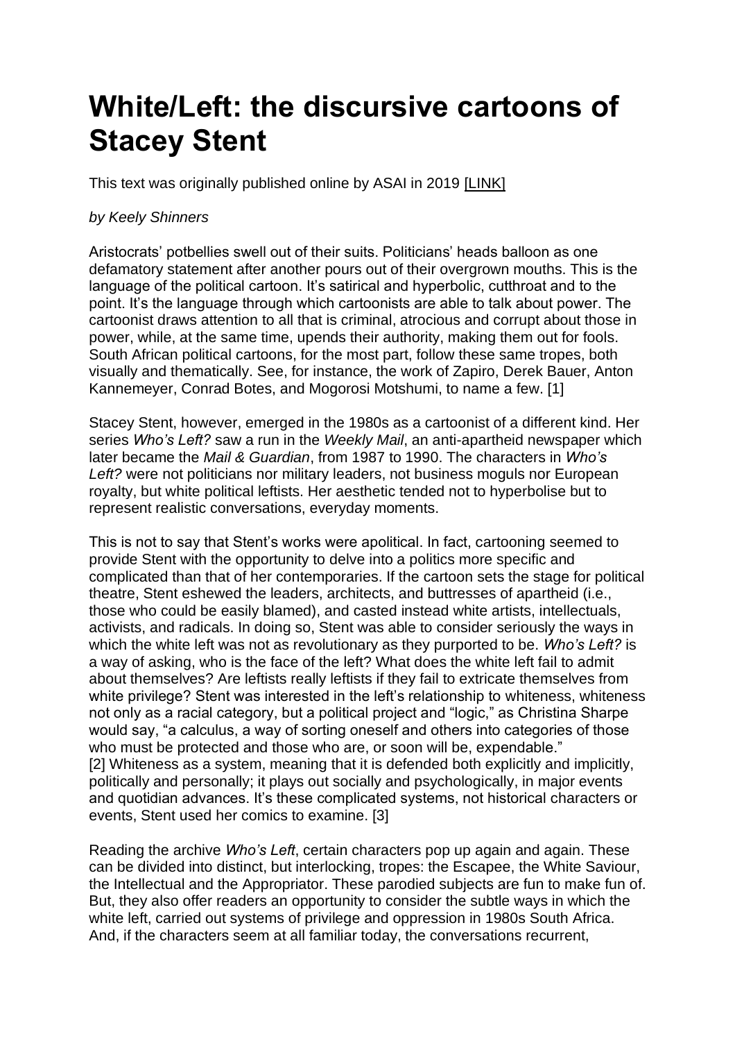# White/Left: the discursive cartoons of Stacey Stent

This text was originally published online by ASAI in 2019 [LINK]

*by Keely Shinners*

Aristocrats' potbellies swell out of their suits. Politicians' heads balloon as one defamatory statement after another pours out of their overgrown mouths. This is the language of the political cartoon. It's satirical and hyperbolic, cutthroat and to the point. It's the language through which cartoonists are able to talk about power. The cartoonist draws attention to all that is criminal, atrocious and corrupt about those in power, while, at the same time, upends their authority, making them out for fools. South African political cartoons, for the most part, follow these same tropes, both visually and thematically. See, for instance, the work of Zapiro, Derek Bauer, Anton Kannemeyer, Conrad Botes, and Mogorosi Motshumi, to name a few. [1]

Stacey Stent, however, emerged in the 1980s as a cartoonist of a different kind. Her series *Who's Left?* saw a run in the *Weekly Mail*, an anti-apartheid newspaper which later became the *Mail & Guardian*, from 1987 to 1990. The characters in *Who's Left?* were not politicians nor military leaders, not business moguls nor European royalty, but white political leftists. Her aesthetic tended not to hyperbolise but to represent realistic conversations, everyday moments.

This is not to say that Stent's works were apolitical. In fact, cartooning seemed to provide Stent with the opportunity to delve into a politics more specific and complicated than that of her contemporaries. If the cartoon sets the stage for political theatre, Stent eschewed the leaders, architects, and buttresses of apartheid (i.e., those who could be easily blamed), and casted instead white artists, intellectuals, activists, and radicals. In doing so, Stent was able to consider seriously the ways in which the white left was not as revolutionary as they purported to be. *Who's Left?* is a way of asking, who is the face of the left? What does the white left fail to admit about themselves? Are leftists really leftists if they fail to extricate themselves from white privilege? Stent was interested in the left's relationship to whiteness, whiteness not only as a racial category, but a political project and "logic," as Christina Sharpe would say, "a calculus, a way of sorting oneself and others into categories of those who must be protected and those who are, or soon will be, expendable." [2] Whiteness as a system, meaning that it is defended both explicitly and implicitly, politically and personally; it plays out socially and psychologically, in major events and quotidian advances. It's these complicated systems, not historical characters or events, Stent used her comics to examine. [3]

Reading the archive *Who's Left*, certain characters pop up again and again. These can be divided into distinct, but interlocking, tropes: the Escapee, the White Saviour, the Intellectual and the Appropriator. These parodied subjects are fun to make fun of. But, they also offer readers an opportunity to consider the subtle ways in which the white left, carried out systems of privilege and oppression in 1980s South Africa. And, if the characters seem at all familiar today, the conversations recurrent,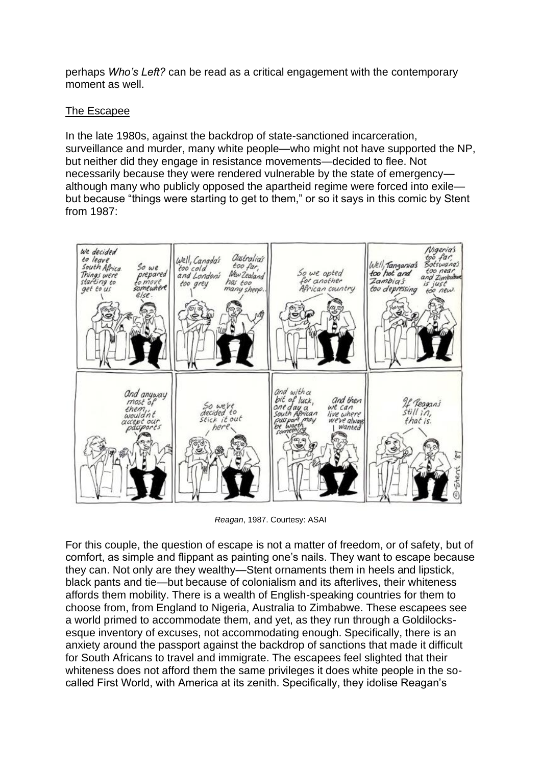perhaps *Who's Left?* can be read as a critical engagement with the contemporary moment as well.

## The Escapee

In the late 1980s, against the backdrop of state-sanctioned incarceration, surveillance and murder, many white people—who might not have supported the NP, but neither did they engage in resistance movements—decided to flee. Not necessarily because they were rendered vulnerable by the state of emergency—although many who publicly opposed the apartheid regime were forced into exile—but because "things were starting to get to them," or so it says in this comic by Stent from 1987:

*Reagan*, 1987. Courtesy: ASAI

For this couple, the question of escape is not a matter of freedom, or of safety, but of comfort, as simple and flippant as painting one's nails. They want to escape because they can. Not only are they wealthy—Stent ornaments them in heels and lipstick, black pants and tie—but because of colonialism and its afterlives, their whiteness affords them mobility. There is a wealth of English-speaking countries for them to choose from, from England to Nigeria, Australia to Zimbabwe. These escapees see a world primed to accommodate them, and yet, as they run through a Goldilocks-esque inventory of excuses, not accommodating enough. Specifically, there is an anxiety around the passport against the backdrop of sanctions that made it difficult for South Africans to travel and immigrate. The escapees feel slighted that their whiteness does not afford them the same privileges it does white people in the so-called First World, with America at its zenith. Specifically, they idolise Reagan's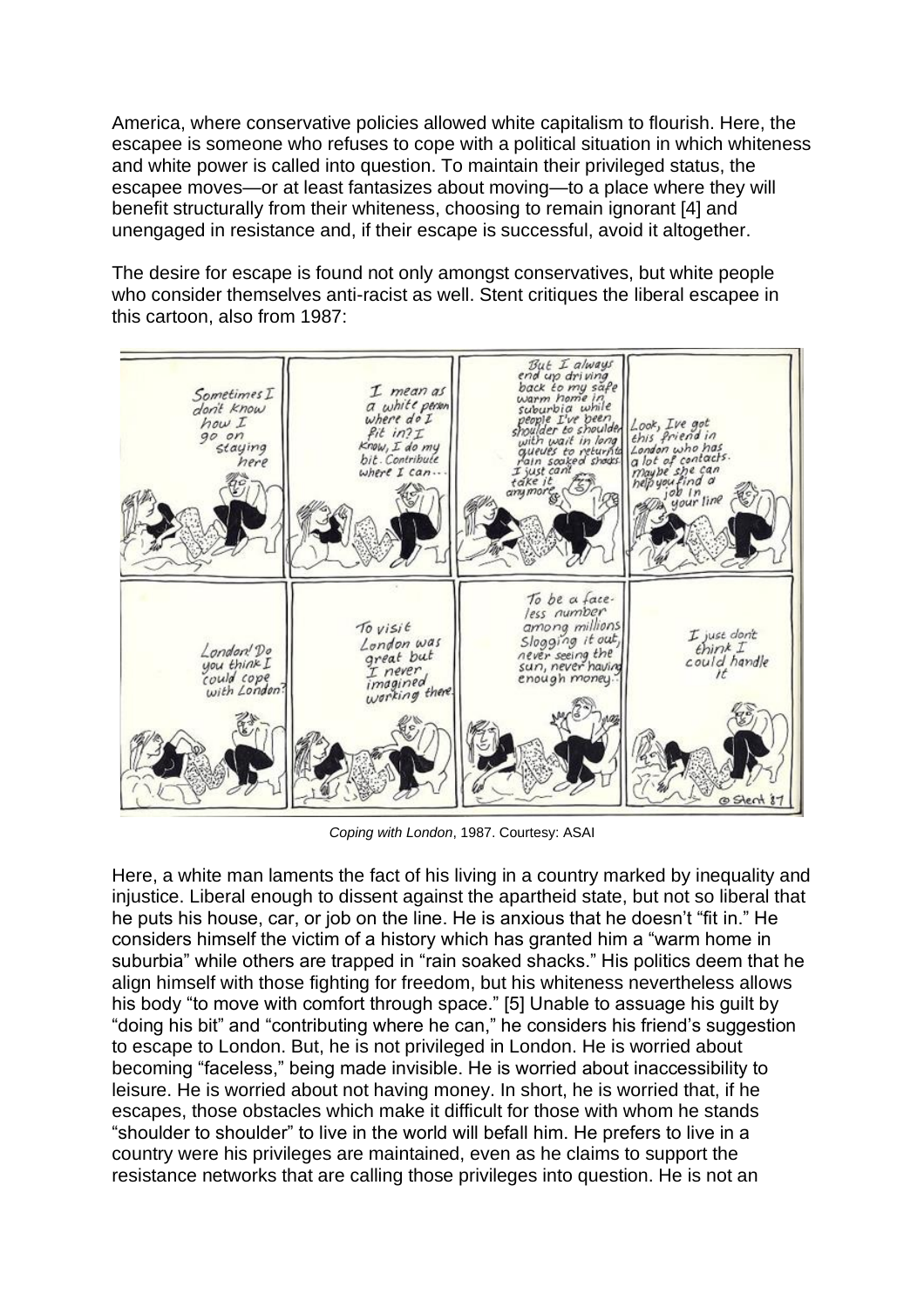America, where conservative policies allowed white capitalism to flourish. Here, the escapee is someone who refuses to cope with a political situation in which whiteness and white power is called into question. To maintain their privileged status, the escapee moves—or at least fantasizes about moving—to a place where they will benefit structurally from their whiteness, choosing to remain ignorant [4] and unengaged in resistance and, if their escape is successful, avoid it altogether.

The desire for escape is found not only amongst conservatives, but white people who consider themselves anti-racist as well. Stent critiques the liberal escapee in this cartoon, also from 1987:

*Coping with London*, 1987. Courtesy: ASAI

Here, a white man laments the fact of his living in a country marked by inequality and injustice. Liberal enough to dissent against the apartheid state, but not so liberal that he puts his house, car, or job on the line. He is anxious that he doesn't "fit in." He considers himself the victim of a history which has granted him a "warm home in suburbia" while others are trapped in "rain soaked shacks." His politics deem that he align himself with those fighting for freedom, but his whiteness nevertheless allows his body "to move with comfort through space." [5] Unable to assuage his guilt by "doing his bit" and "contributing where he can," he considers his friend's suggestion to escape to London. But, he is not privileged in London. He is worried about becoming "faceless," being made invisible. He is worried about inaccessibility to leisure. He is worried about not having money. In short, he is worried that, if he escapes, those obstacles which make it difficult for those with whom he stands "shoulder to shoulder" to live in the world will befall him. He prefers to live in a country were his privileges are maintained, even as he claims to support the resistance networks that are calling those privileges into question. He is not an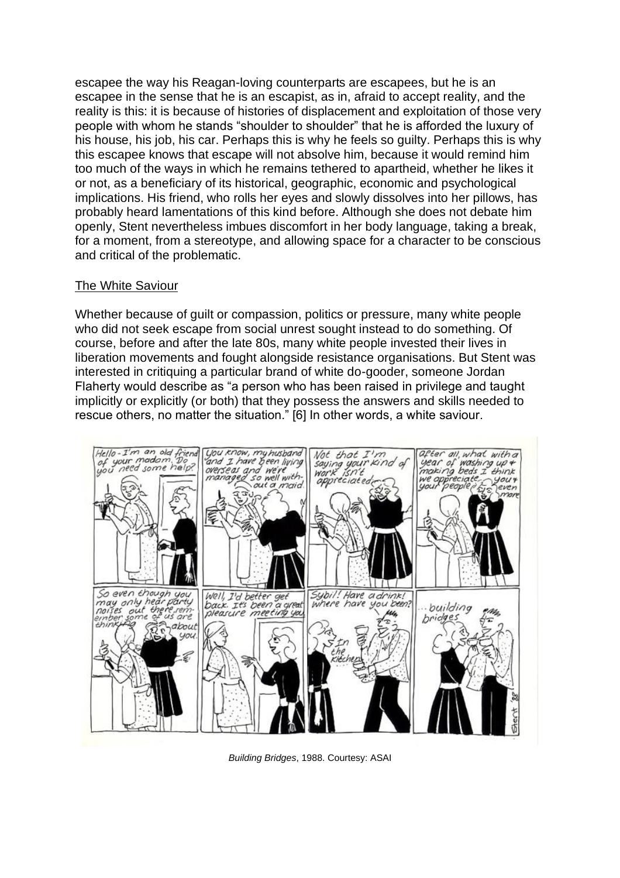escapee the way his Reagan-loving counterparts are escapees, but he is an escapee in the sense that he is an escapist, as in, afraid to accept reality, and the reality is this: it is because of histories of displacement and exploitation of those very people with whom he stands "shoulder to shoulder" that he is afforded the luxury of his house, his job, his car. Perhaps this is why he feels so guilty. Perhaps this is why this escapee knows that escape will not absolve him, because it would remind him too much of the ways in which he remains tethered to apartheid, whether he likes it or not, as a beneficiary of its historical, geographic, economic and psychological implications. His friend, who rolls her eyes and slowly dissolves into her pillows, has probably heard lamentations of this kind before. Although she does not debate him openly, Stent nevertheless imbues discomfort in her body language, taking a break, for a moment, from a stereotype, and allowing space for a character to be conscious and critical of the problematic.

## The White Saviour

Whether because of guilt or compassion, politics or pressure, many white people who did not seek escape from social unrest sought instead to do something. Of course, before and after the late 80s, many white people invested their lives in liberation movements and fought alongside resistance organisations. But Stent was interested in critiquing a particular brand of white do-gooder, someone Jordan Flaherty would describe as "a person who has been raised in privilege and taught implicitly or explicitly (or both) that they possess the answers and skills needed to rescue others, no matter the situation." [6] In other words, a white saviour.

*Building Bridges*, 1988. Courtesy: ASAI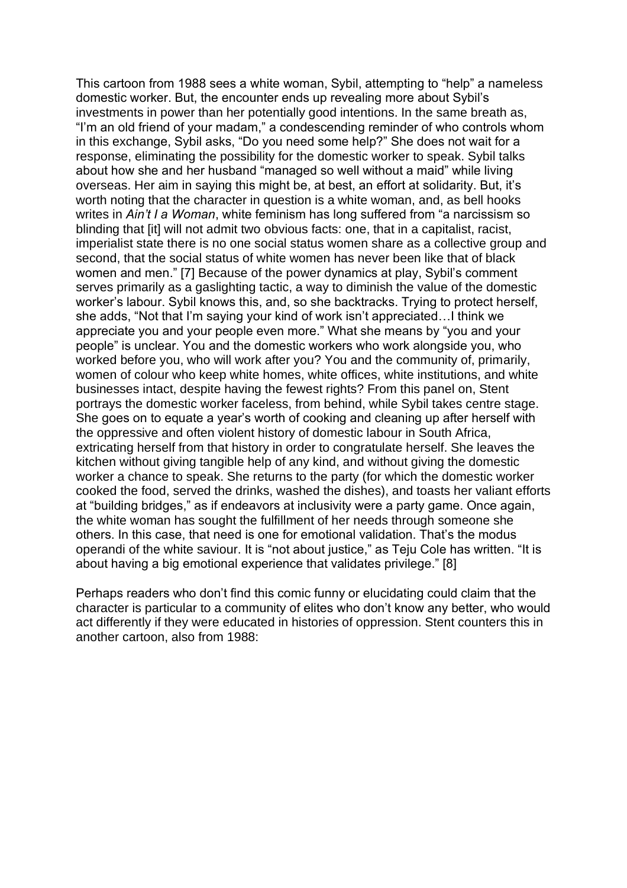This cartoon from 1988 sees a white woman, Sybil, attempting to "help" a nameless domestic worker. But, the encounter ends up revealing more about Sybil's investments in power than her potentially good intentions. In the same breath as, "I'm an old friend of your madam," a condescending reminder of who controls whom in this exchange, Sybil asks, "Do you need some help?" She does not wait for a response, eliminating the possibility for the domestic worker to speak. Sybil talks about how she and her husband "managed so well without a maid" while living overseas. Her aim in saying this might be, at best, an effort at solidarity. But, it's worth noting that the character in question is a white woman, and, as bell hooks writes in *Ain't I a Woman*, white feminism has long suffered from "a narcissism so blinding that [it] will not admit two obvious facts: one, that in a capitalist, racist, imperialist state there is no one social status women share as a collective group and second, that the social status of white women has never been like that of black women and men." [7] Because of the power dynamics at play, Sybil's comment serves primarily as a gaslighting tactic, a way to diminish the value of the domestic worker's labour. Sybil knows this, and, so she backtracks. Trying to protect herself, she adds, "Not that I'm saying your kind of work isn't appreciated…I think we appreciate you and your people even more." What she means by "you and your people" is unclear. You and the domestic workers who work alongside you, who worked before you, who will work after you? You and the community of, primarily, women of colour who keep white homes, white offices, white institutions, and white businesses intact, despite having the fewest rights? From this panel on, Stent portrays the domestic worker faceless, from behind, while Sybil takes centre stage. She goes on to equate a year's worth of cooking and cleaning up after herself with the oppressive and often violent history of domestic labour in South Africa, extricating herself from that history in order to congratulate herself. She leaves the kitchen without giving tangible help of any kind, and without giving the domestic worker a chance to speak. She returns to the party (for which the domestic worker cooked the food, served the drinks, washed the dishes), and toasts her valiant efforts at "building bridges," as if endeavors at inclusivity were a party game. Once again, the white woman has sought the fulfillment of her needs through someone she others. In this case, that need is one for emotional validation. That's the modus operandi of the white saviour. It is "not about justice," as Teju Cole has written. "It is about having a big emotional experience that validates privilege." [8]

Perhaps readers who don't find this comic funny or elucidating could claim that the character is particular to a community of elites who don't know any better, who would act differently if they were educated in histories of oppression. Stent counters this in another cartoon, also from 1988: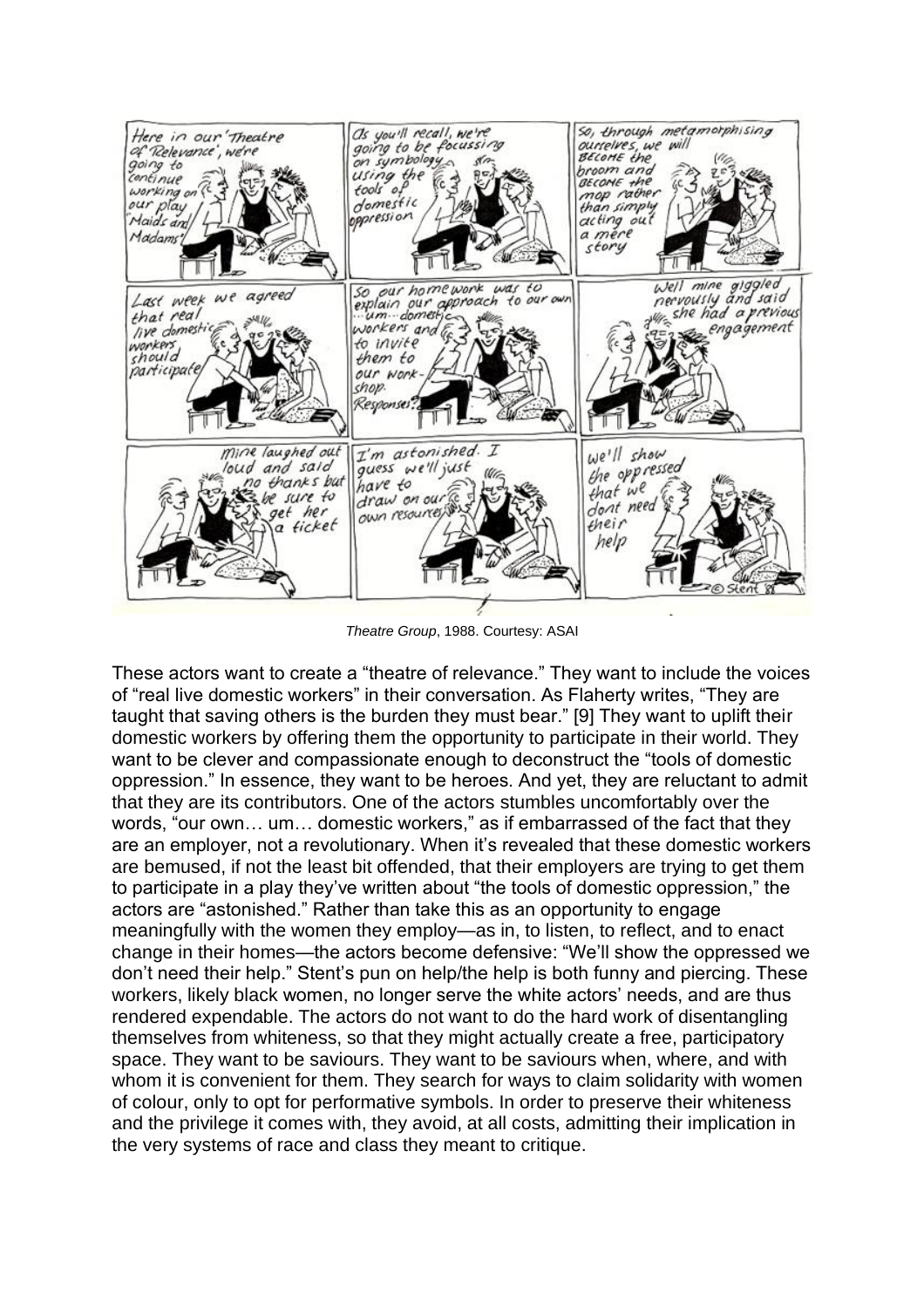*Theatre Group*, 1988. Courtesy: ASAI

These actors want to create a "theatre of relevance." They want to include the voices of "real live domestic workers" in their conversation. As Flaherty writes, "They are taught that saving others is the burden they must bear." [9] They want to uplift their domestic workers by offering them the opportunity to participate in their world. They want to be clever and compassionate enough to deconstruct the "tools of domestic oppression." In essence, they want to be heroes. And yet, they are reluctant to admit that they are its contributors. One of the actors stumbles uncomfortably over the words, "our own… um… domestic workers," as if embarrassed of the fact that they are an employer, not a revolutionary. When it's revealed that these domestic workers are bemused, if not the least bit offended, that their employers are trying to get them to participate in a play they've written about "the tools of domestic oppression," the actors are "astonished." Rather than take this as an opportunity to engage meaningfully with the women they employ—as in, to listen, to reflect, and to enact change in their homes—the actors become defensive: "We'll show the oppressed we don't need their help." Stent's pun on help/the help is both funny and piercing. These workers, likely black women, no longer serve the white actors' needs, and are thus rendered expendable. The actors do not want to do the hard work of disentangling themselves from whiteness, so that they might actually create a free, participatory space. They want to be saviours. They want to be saviours when, where, and with whom it is convenient for them. They search for ways to claim solidarity with women of colour, only to opt for performative symbols. In order to preserve their whiteness and the privilege it comes with, they avoid, at all costs, admitting their implication in the very systems of race and class they meant to critique.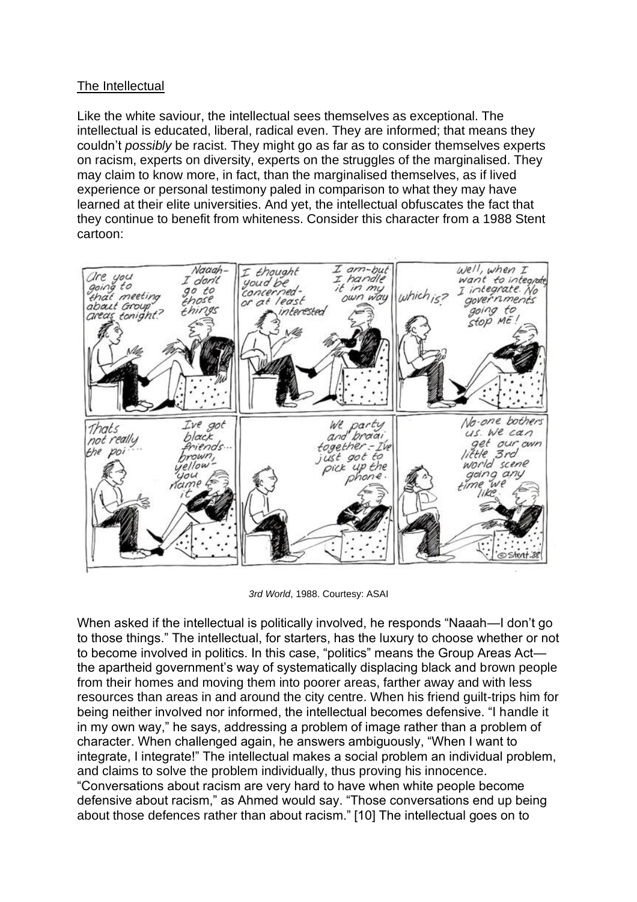The Intellectual

Like the white saviour, the intellectual sees themselves as exceptional. The intellectual is educated, liberal, radical even. They are informed; that means they couldn't *possibly* be racist. They might go as far as to consider themselves experts on racism, experts on diversity, experts on the struggles of the marginalised. They may claim to know more, in fact, than the marginalised themselves, as if lived experience or personal testimony paled in comparison to what they may have learned at their elite universities. And yet, the intellectual obfuscates the fact that they continue to benefit from whiteness. Consider this character from a 1988 Stent cartoon:

*3rd World*, 1988. Courtesy: ASAI

When asked if the intellectual is politically involved, he responds "Naaah—I don't go to those things." The intellectual, for starters, has the luxury to choose whether or not to become involved in politics. In this case, "politics" means the Group Areas Act—the apartheid government's way of systematically displacing black and brown people from their homes and moving them into poorer areas, farther away and with less resources than areas in and around the city centre. When his friend guilt-trips him for being neither involved nor informed, the intellectual becomes defensive. "I handle it in my own way," he says, addressing a problem of image rather than a problem of character. When challenged again, he answers ambiguously, "When I want to integrate, I integrate!" The intellectual makes a social problem an individual problem, and claims to solve the problem individually, thus proving his innocence. "Conversations about racism are very hard to have when white people become defensive about racism," as Ahmed would say. "Those conversations end up being about those defences rather than about racism." [10] The intellectual goes on to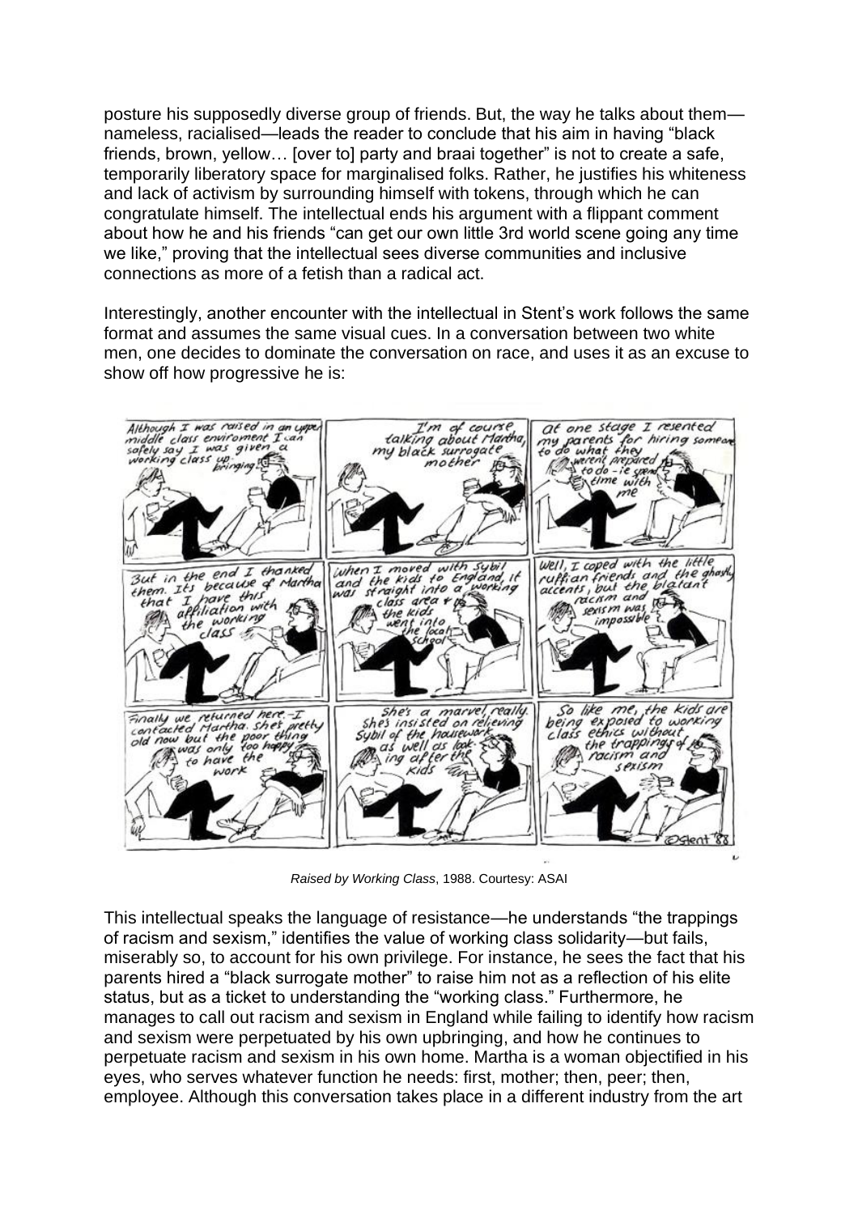posture his supposedly diverse group of friends. But, the way he talks about them—nameless, racialised—leads the reader to conclude that his aim in having "black friends, brown, yellow… [over to] party and braai together" is not to create a safe, temporarily liberatory space for marginalised folks. Rather, he justifies his whiteness and lack of activism by surrounding himself with tokens, through which he can congratulate himself. The intellectual ends his argument with a flippant comment about how he and his friends "can get our own little 3rd world scene going any time we like," proving that the intellectual sees diverse communities and inclusive connections as more of a fetish than a radical act.

Interestingly, another encounter with the intellectual in Stent's work follows the same format and assumes the same visual cues. In a conversation between two white men, one decides to dominate the conversation on race, and uses it as an excuse to show off how progressive he is:

*Raised by Working Class*, 1988. Courtesy: ASAI

This intellectual speaks the language of resistance—he understands "the trappings of racism and sexism," identifies the value of working class solidarity—but fails, miserably so, to account for his own privilege. For instance, he sees the fact that his parents hired a "black surrogate mother" to raise him not as a reflection of his elite status, but as a ticket to understanding the "working class." Furthermore, he manages to call out racism and sexism in England while failing to identify how racism and sexism were perpetuated by his own upbringing, and how he continues to perpetuate racism and sexism in his own home. Martha is a woman objectified in his eyes, who serves whatever function he needs: first, mother; then, peer; then, employee. Although this conversation takes place in a different industry from the art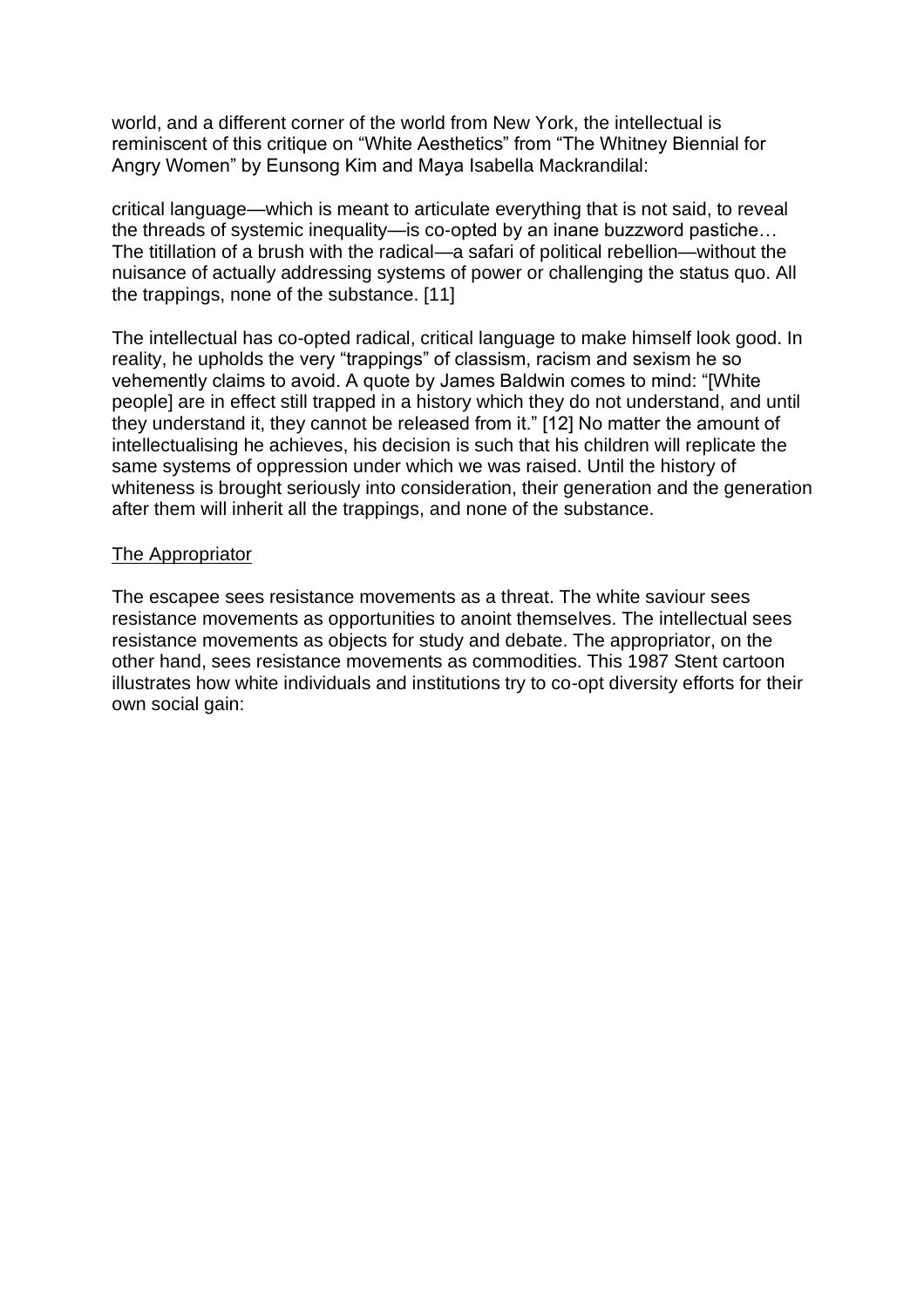world, and a different corner of the world from New York, the intellectual is reminiscent of this critique on “White Aesthetics” from “The Whitney Biennial for Angry Women” by Eunsong Kim and Maya Isabella Mackrandilal:

critical language—which is meant to articulate everything that is not said, to reveal the threads of systemic inequality—is co-opted by an inane buzzword pastiche… The titillation of a brush with the radical—a safari of political rebellion—without the nuisance of actually addressing systems of power or challenging the status quo. All the trappings, none of the substance. [11]

The intellectual has co-opted radical, critical language to make himself look good. In reality, he upholds the very “trappings” of classism, racism and sexism he so vehemently claims to avoid. A quote by James Baldwin comes to mind: “[White people] are in effect still trapped in a history which they do not understand, and until they understand it, they cannot be released from it.” [12] No matter the amount of intellectualising he achieves, his decision is such that his children will replicate the same systems of oppression under which we was raised. Until the history of whiteness is brought seriously into consideration, their generation and the generation after them will inherit all the trappings, and none of the substance.

## The Appropriator

The escapee sees resistance movements as a threat. The white saviour sees resistance movements as opportunities to anoint themselves. The intellectual sees resistance movements as objects for study and debate. The appropriator, on the other hand, sees resistance movements as commodities. This 1987 Stent cartoon illustrates how white individuals and institutions try to co-opt diversity efforts for their own social gain: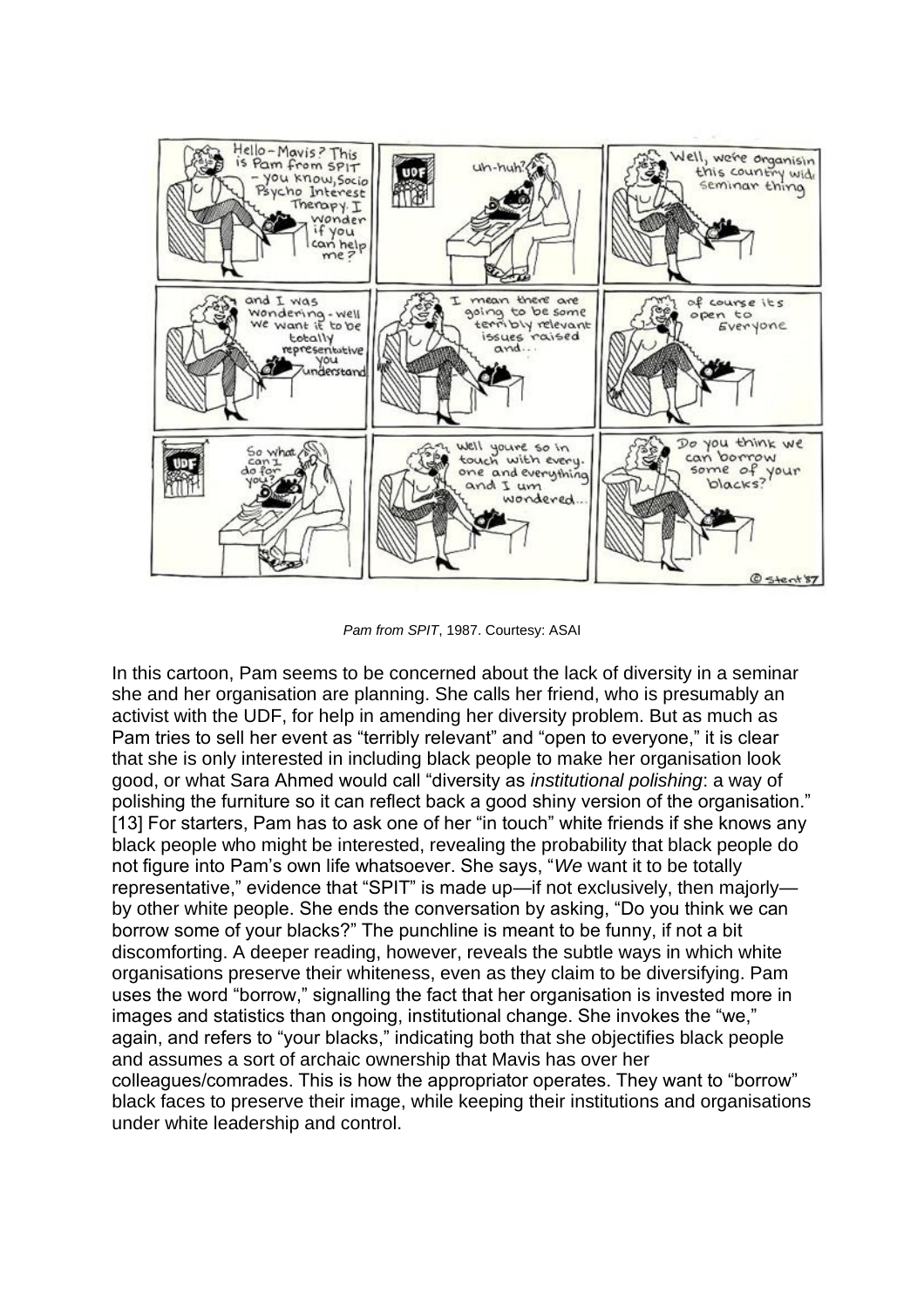*Pam from SPIT*, 1987. Courtesy: ASAI

In this cartoon, Pam seems to be concerned about the lack of diversity in a seminar she and her organisation are planning. She calls her friend, who is presumably an activist with the UDF, for help in amending her diversity problem. But as much as Pam tries to sell her event as "terribly relevant" and "open to everyone," it is clear that she is only interested in including black people to make her organisation look good, or what Sara Ahmed would call "diversity as *institutional polishing*: a way of polishing the furniture so it can reflect back a good shiny version of the organisation." [13] For starters, Pam has to ask one of her "in touch" white friends if she knows any black people who might be interested, revealing the probability that black people do not figure into Pam's own life whatsoever. She says, "*We* want it to be totally representative," evidence that "SPIT" is made up—if not exclusively, then majorly—by other white people. She ends the conversation by asking, "Do you think we can borrow some of your blacks?" The punchline is meant to be funny, if not a bit discomforting. A deeper reading, however, reveals the subtle ways in which white organisations preserve their whiteness, even as they claim to be diversifying. Pam uses the word "borrow," signalling the fact that her organisation is invested more in images and statistics than ongoing, institutional change. She invokes the "we," again, and refers to "your blacks," indicating both that she objectifies black people and assumes a sort of archaic ownership that Mavis has over her colleagues/comrades. This is how the appropriator operates. They want to "borrow" black faces to preserve their image, while keeping their institutions and organisations under white leadership and control.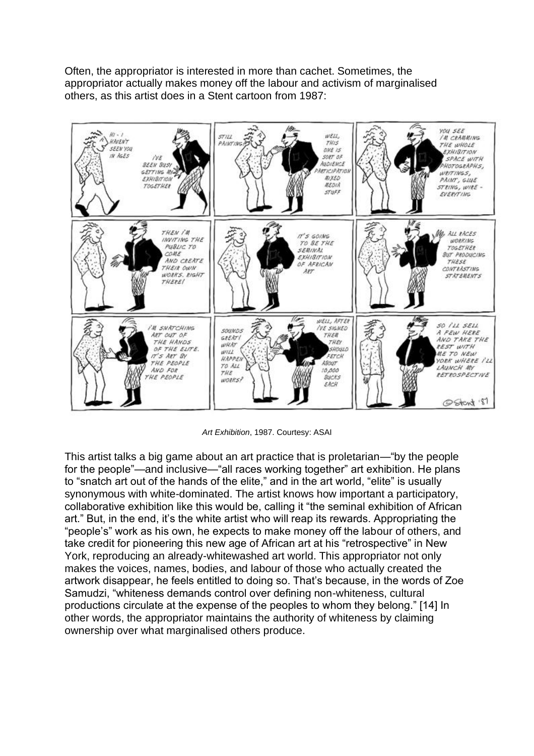Often, the appropriator is interested in more than cachet. Sometimes, the appropriator actually makes money off the labour and activism of marginalised others, as this artist does in a Stent cartoon from 1987:

*Art Exhibition*, 1987. Courtesy: ASAI

This artist talks a big game about an art practice that is proletarian—"by the people for the people"—and inclusive—"all races working together" art exhibition. He plans to "snatch art out of the hands of the elite," and in the art world, "elite" is usually synonymous with white-dominated. The artist knows how important a participatory, collaborative exhibition like this would be, calling it "the seminal exhibition of African art." But, in the end, it's the white artist who will reap its rewards. Appropriating the "people's" work as his own, he expects to make money off the labour of others, and take credit for pioneering this new age of African art at his "retrospective" in New York, reproducing an already-whitewashed art world. This appropriator not only makes the voices, names, bodies, and labour of those who actually created the artwork disappear, he feels entitled to doing so. That's because, in the words of Zoe Samudzi, "whiteness demands control over defining non-whiteness, cultural productions circulate at the expense of the peoples to whom they belong." [14] In other words, the appropriator maintains the authority of whiteness by claiming ownership over what marginalised others produce.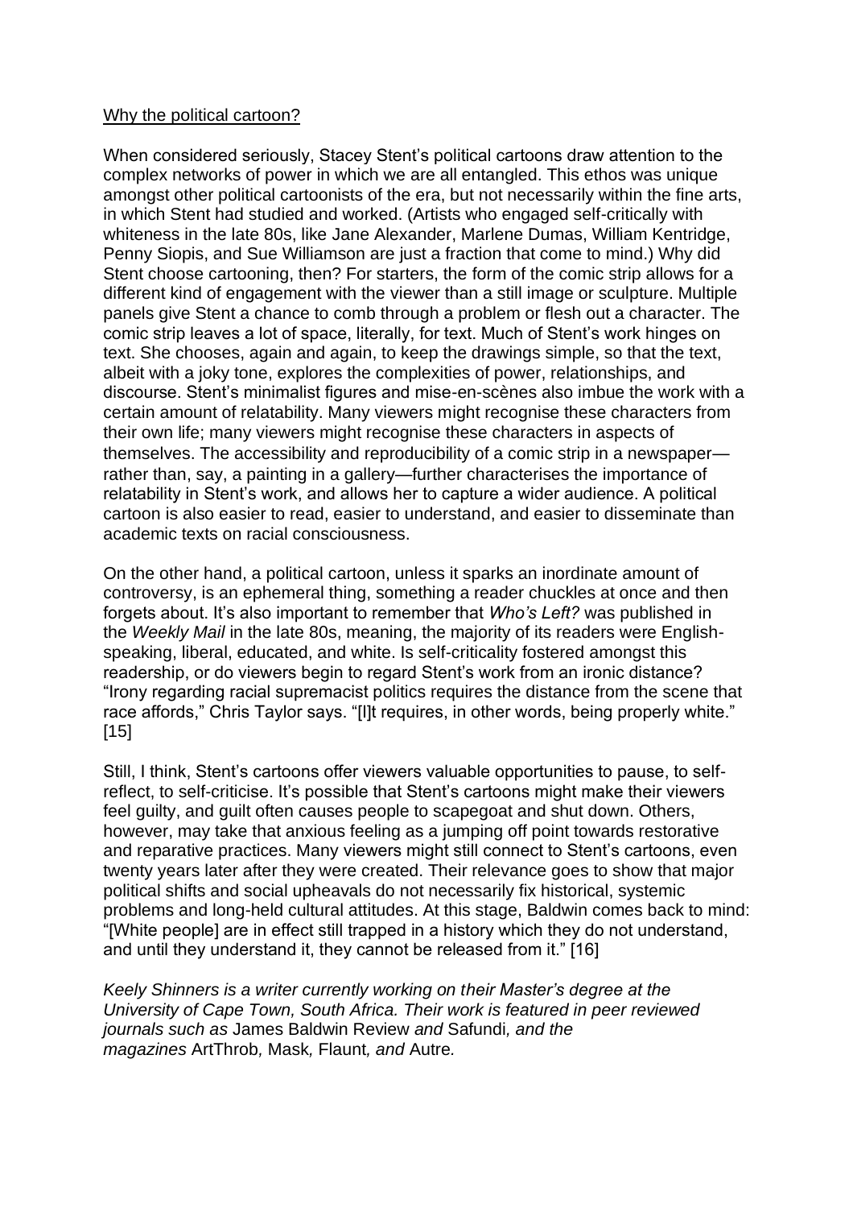Why the political cartoon?

When considered seriously, Stacey Stent's political cartoons draw attention to the complex networks of power in which we are all entangled. This ethos was unique amongst other political cartoonists of the era, but not necessarily within the fine arts, in which Stent had studied and worked. (Artists who engaged self-critically with whiteness in the late 80s, like Jane Alexander, Marlene Dumas, William Kentridge, Penny Siopis, and Sue Williamson are just a fraction that come to mind.) Why did Stent choose cartooning, then? For starters, the form of the comic strip allows for a different kind of engagement with the viewer than a still image or sculpture. Multiple panels give Stent a chance to comb through a problem or flesh out a character. The comic strip leaves a lot of space, literally, for text. Much of Stent's work hinges on text. She chooses, again and again, to keep the drawings simple, so that the text, albeit with a joky tone, explores the complexities of power, relationships, and discourse. Stent's minimalist figures and mise-en-scènes also imbue the work with a certain amount of relatability. Many viewers might recognise these characters from their own life; many viewers might recognise these characters in aspects of themselves. The accessibility and reproducibility of a comic strip in a newspaper—rather than, say, a painting in a gallery—further characterises the importance of relatability in Stent's work, and allows her to capture a wider audience. A political cartoon is also easier to read, easier to understand, and easier to disseminate than academic texts on racial consciousness.

On the other hand, a political cartoon, unless it sparks an inordinate amount of controversy, is an ephemeral thing, something a reader chuckles at once and then forgets about. It's also important to remember that *Who's Left?* was published in the *Weekly Mail* in the late 80s, meaning, the majority of its readers were English-speaking, liberal, educated, and white. Is self-criticality fostered amongst this readership, or do viewers begin to regard Stent's work from an ironic distance? "Irony regarding racial supremacist politics requires the distance from the scene that race affords," Chris Taylor says. "[I]t requires, in other words, being properly white." [15]

Still, I think, Stent's cartoons offer viewers valuable opportunities to pause, to self-reflect, to self-criticise. It's possible that Stent's cartoons might make their viewers feel guilty, and guilt often causes people to scapegoat and shut down. Others, however, may take that anxious feeling as a jumping off point towards restorative and reparative practices. Many viewers might still connect to Stent's cartoons, even twenty years later after they were created. Their relevance goes to show that major political shifts and social upheavals do not necessarily fix historical, systemic problems and long-held cultural attitudes. At this stage, Baldwin comes back to mind: "[White people] are in effect still trapped in a history which they do not understand, and until they understand it, they cannot be released from it." [16]

*Keely Shinners is a writer currently working on their Master's degree at the University of Cape Town, South Africa. Their work is featured in peer reviewed journals such as* James Baldwin Review *and* Safundi*, and the magazines* ArtThrob*,* Mask*,* Flaunt*, and* Autre*.*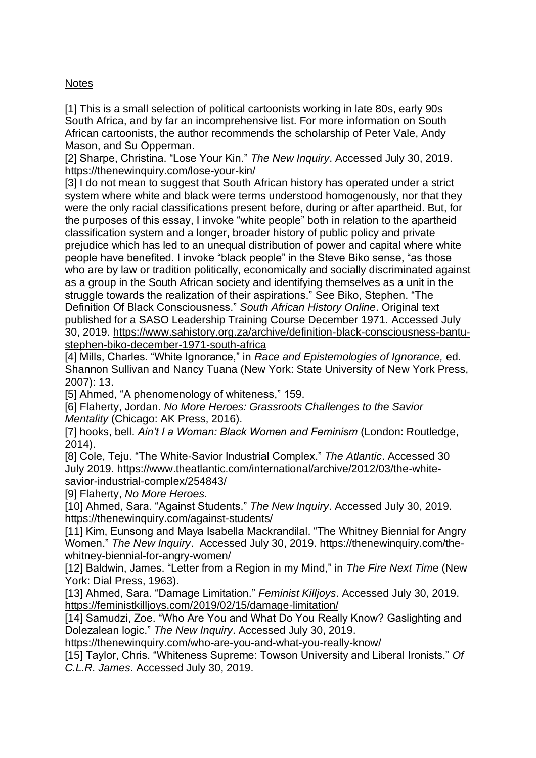Notes

[1] This is a small selection of political cartoonists working in late 80s, early 90s South Africa, and by far an incomprehensive list. For more information on South African cartoonists, the author recommends the scholarship of Peter Vale, Andy Mason, and Su Opperman.

[2] Sharpe, Christina. "Lose Your Kin." *The New Inquiry*. Accessed July 30, 2019. https://thenewinquiry.com/lose-your-kin/

[3] I do not mean to suggest that South African history has operated under a strict system where white and black were terms understood homogenously, nor that they were the only racial classifications present before, during or after apartheid. But, for the purposes of this essay, I invoke "white people" both in relation to the apartheid classification system and a longer, broader history of public policy and private prejudice which has led to an unequal distribution of power and capital where white people have benefited. I invoke "black people" in the Steve Biko sense, "as those who are by law or tradition politically, economically and socially discriminated against as a group in the South African society and identifying themselves as a unit in the struggle towards the realization of their aspirations." See Biko, Stephen. "The Definition Of Black Consciousness." *South African History Online*. Original text published for a SASO Leadership Training Course December 1971. Accessed July 30, 2019. https://www.sahistory.org.za/archive/definition-black-consciousness-bantu-stephen-biko-december-1971-south-africa

[4] Mills, Charles. "White Ignorance," in *Race and Epistemologies of Ignorance,* ed. Shannon Sullivan and Nancy Tuana (New York: State University of New York Press, 2007): 13.

[5] Ahmed, "A phenomenology of whiteness," 159.

[6] Flaherty, Jordan. *No More Heroes: Grassroots Challenges to the Savior Mentality* (Chicago: AK Press, 2016).

[7] hooks, bell. *Ain't I a Woman: Black Women and Feminism* (London: Routledge, 2014).

[8] Cole, Teju. "The White-Savior Industrial Complex." *The Atlantic*. Accessed 30 July 2019. https://www.theatlantic.com/international/archive/2012/03/the-white-savior-industrial-complex/254843/

[9] Flaherty, *No More Heroes.*

[10] Ahmed, Sara. "Against Students." *The New Inquiry*. Accessed July 30, 2019. https://thenewinquiry.com/against-students/

[11] Kim, Eunsong and Maya Isabella Mackrandilal. "The Whitney Biennial for Angry Women." *The New Inquiry*. Accessed July 30, 2019. https://thenewinquiry.com/the-whitney-biennial-for-angry-women/

[12] Baldwin, James. "Letter from a Region in my Mind," in *The Fire Next Time* (New York: Dial Press, 1963).

[13] Ahmed, Sara. "Damage Limitation." *Feminist Killjoys*. Accessed July 30, 2019. https://feministkilljoys.com/2019/02/15/damage-limitation/

[14] Samudzi, Zoe. "Who Are You and What Do You Really Know? Gaslighting and Dolezalean logic." *The New Inquiry*. Accessed July 30, 2019. https://thenewinquiry.com/who-are-you-and-what-you-really-know/

[15] Taylor, Chris. "Whiteness Supreme: Towson University and Liberal Ironists." *Of C.L.R. James*. Accessed July 30, 2019.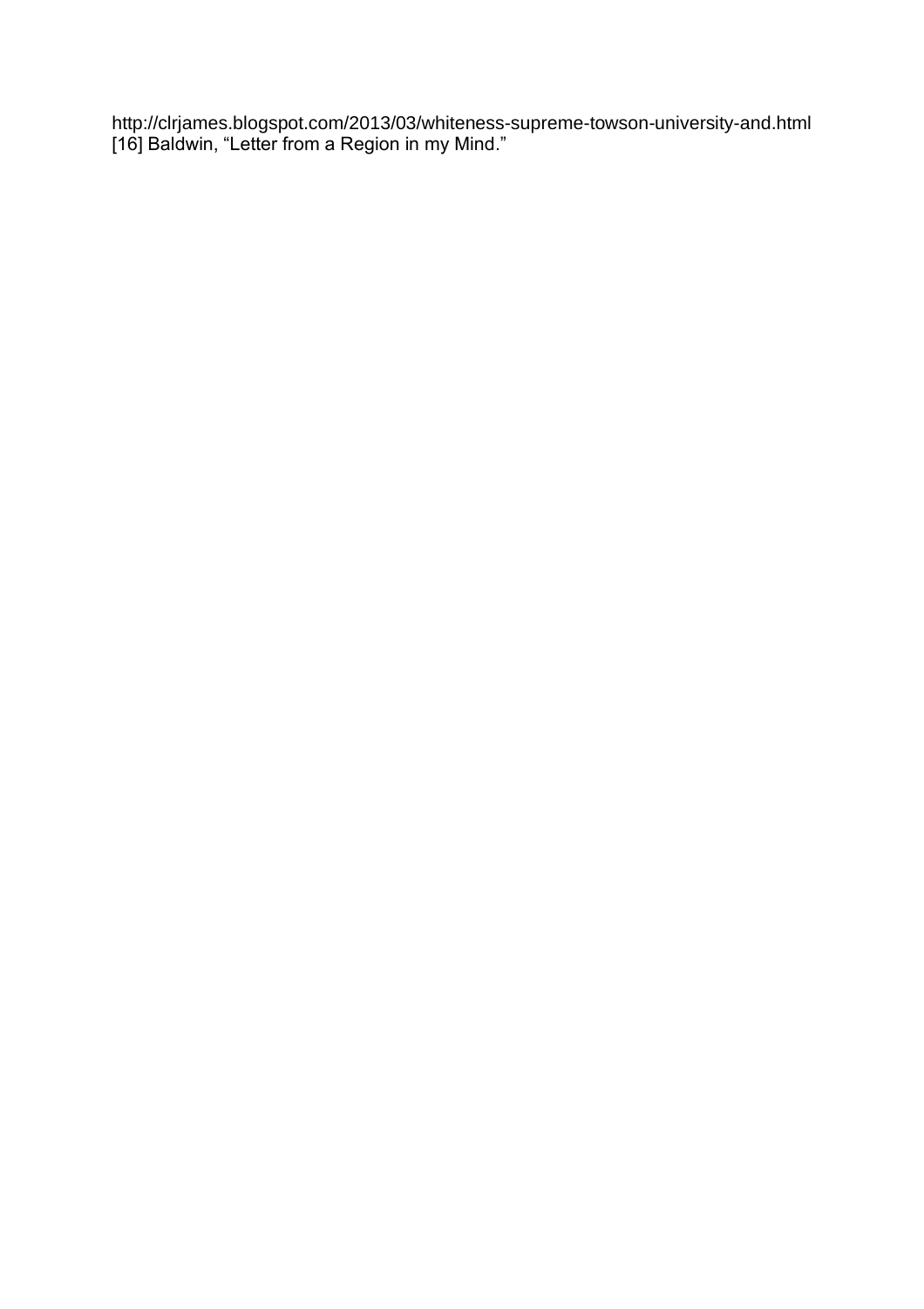http://clrjames.blogspot.com/2013/03/whiteness-supreme-towson-university-and.html
[16] Baldwin, "Letter from a Region in my Mind."